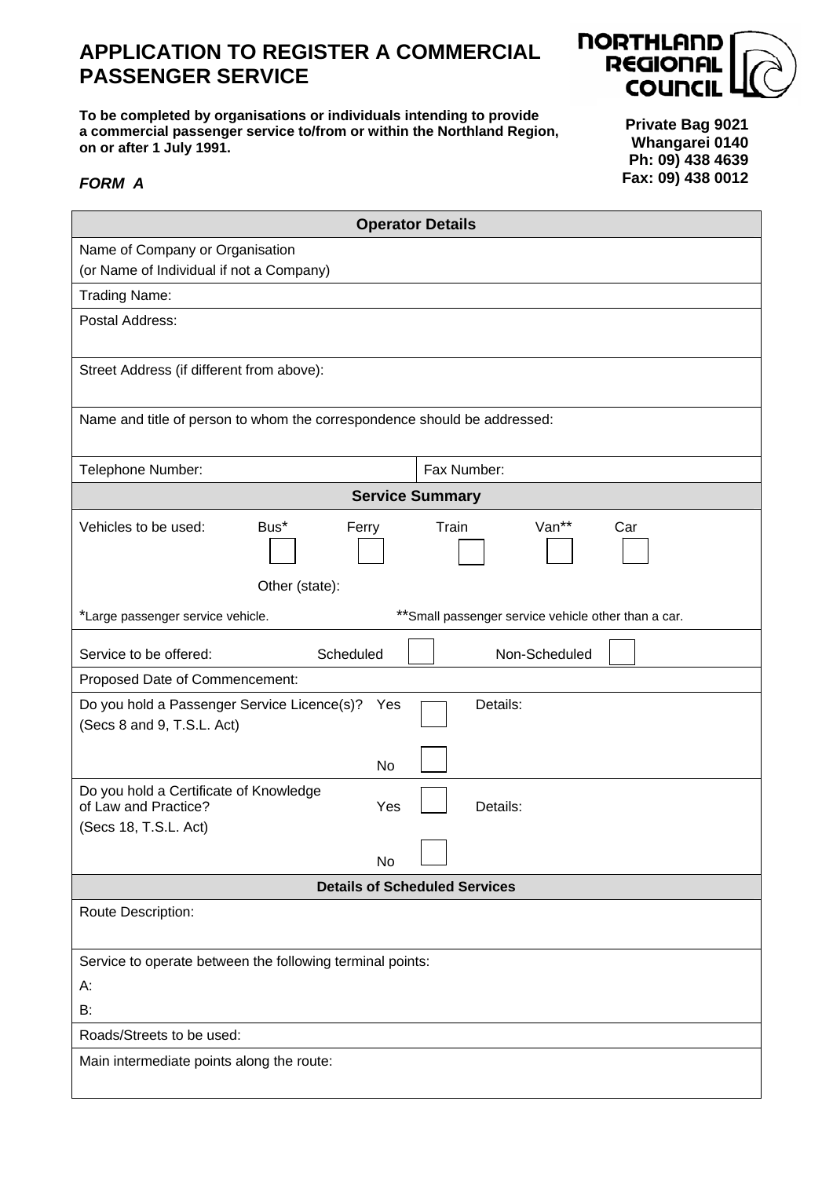# APPLICATION TO REGISTER A COMMERCIAL PASSENGER SERVICE

**NORTHLAND REGIONAL COUNCIL**

**To be completed by organisations or individuals intending to provide a commercial passenger service to/from or within the Northland Region, on or after 1 July 1991.**

**Private Bag 9021**
**Whangarei 0140**
**Ph: 09) 438 4639**
**Fax: 09) 438 0012**

***FORM A***

| **Operator Details** | |
|---|---|
| Name of Company or Organisation (or Name of Individual if not a Company) | |
| Trading Name: | |
| Postal Address: | |
| Street Address (if different from above): | |
| Name and title of person to whom the correspondence should be addressed: | |
| Telephone Number: | Fax Number: |

| **Service Summary** |
|---|
| Vehicles to be used: Bus* ☐ Ferry ☐ Train ☐ Van** ☐ Car ☐ |
| Other (state): |
| *Large passenger service vehicle. **Small passenger service vehicle other than a car. |
| Service to be offered: Scheduled ☐ Non-Scheduled ☐ |
| Proposed Date of Commencement: |
| Do you hold a Passenger Service Licence(s)? (Secs 8 and 9, T.S.L. Act) Yes ☐ Details: No ☐ |
| Do you hold a Certificate of Knowledge of Law and Practice? (Secs 18, T.S.L. Act) Yes ☐ Details: No ☐ |

| **Details of Scheduled Services** |
|---|
| Route Description: |
| Service to operate between the following terminal points:<br>A:<br>B: |
| Roads/Streets to be used: |
| Main intermediate points along the route: |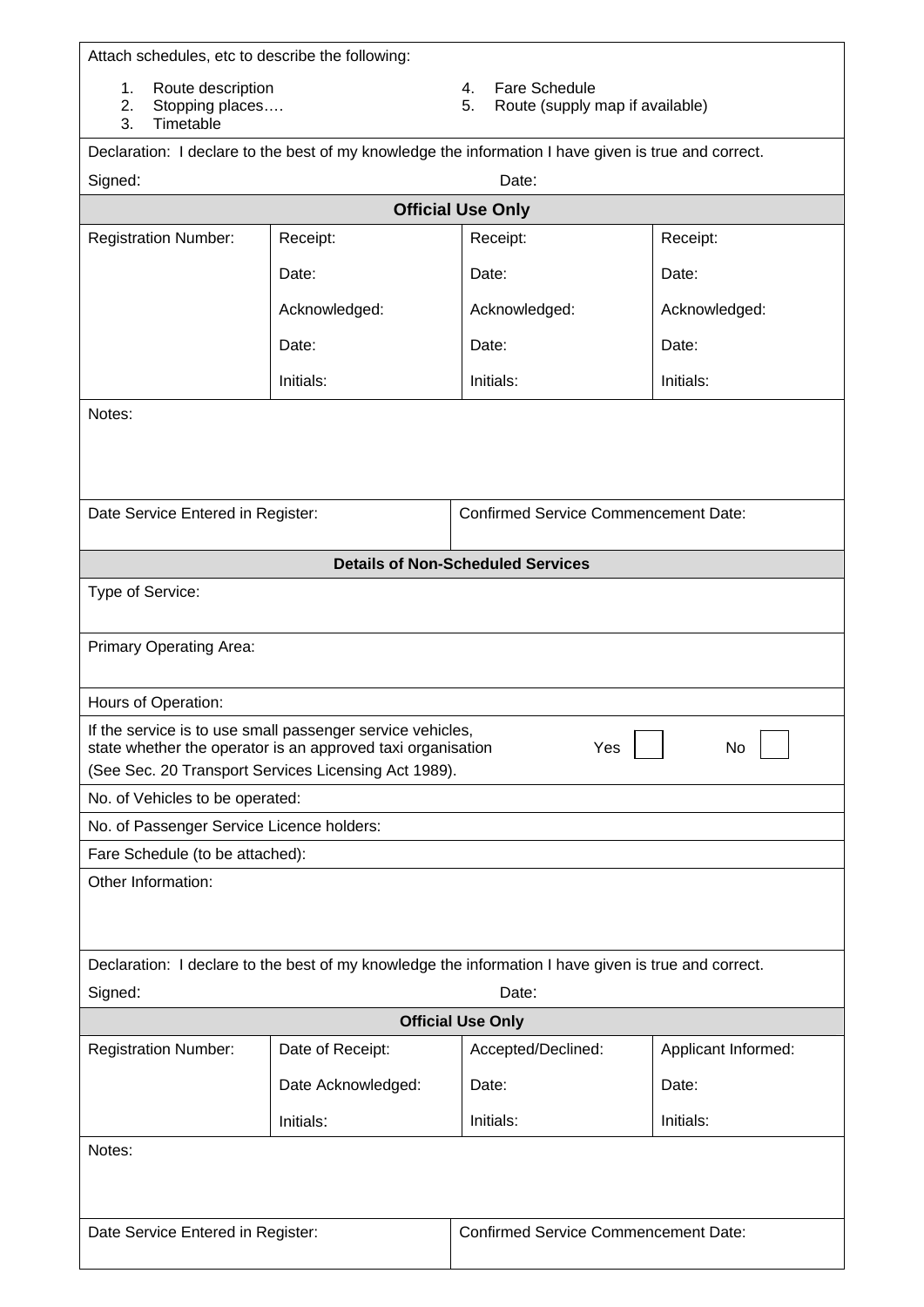Attach schedules, etc to describe the following:

1. Route description
2. Stopping places….
3. Timetable
4. Fare Schedule
5. Route (supply map if available)

Declaration: I declare to the best of my knowledge the information I have given is true and correct.

Signed: Date:

**Official Use Only**

| | | | |
|---|---|---|---|
| Registration Number: | Receipt:<br>Date:<br>Acknowledged:<br>Date:<br>Initials: | Receipt:<br>Date:<br>Acknowledged:<br>Date:<br>Initials: | Receipt:<br>Date:<br>Acknowledged:<br>Date:<br>Initials: |

Notes:

| | |
|---|---|
| Date Service Entered in Register: | Confirmed Service Commencement Date: |

**Details of Non-Scheduled Services**

Type of Service:

Primary Operating Area:

Hours of Operation:

If the service is to use small passenger service vehicles, state whether the operator is an approved taxi organisation (See Sec. 20 Transport Services Licensing Act 1989). Yes ☐ No ☐

No. of Vehicles to be operated:

No. of Passenger Service Licence holders:

Fare Schedule (to be attached):

Other Information:

Declaration: I declare to the best of my knowledge the information I have given is true and correct.

Signed: Date:

**Official Use Only**

| | | | |
|---|---|---|---|
| Registration Number: | Date of Receipt:<br>Date Acknowledged:<br>Initials: | Accepted/Declined:<br>Date:<br>Initials: | Applicant Informed:<br>Date:<br>Initials: |

Notes:

| | |
|---|---|
| Date Service Entered in Register: | Confirmed Service Commencement Date: |